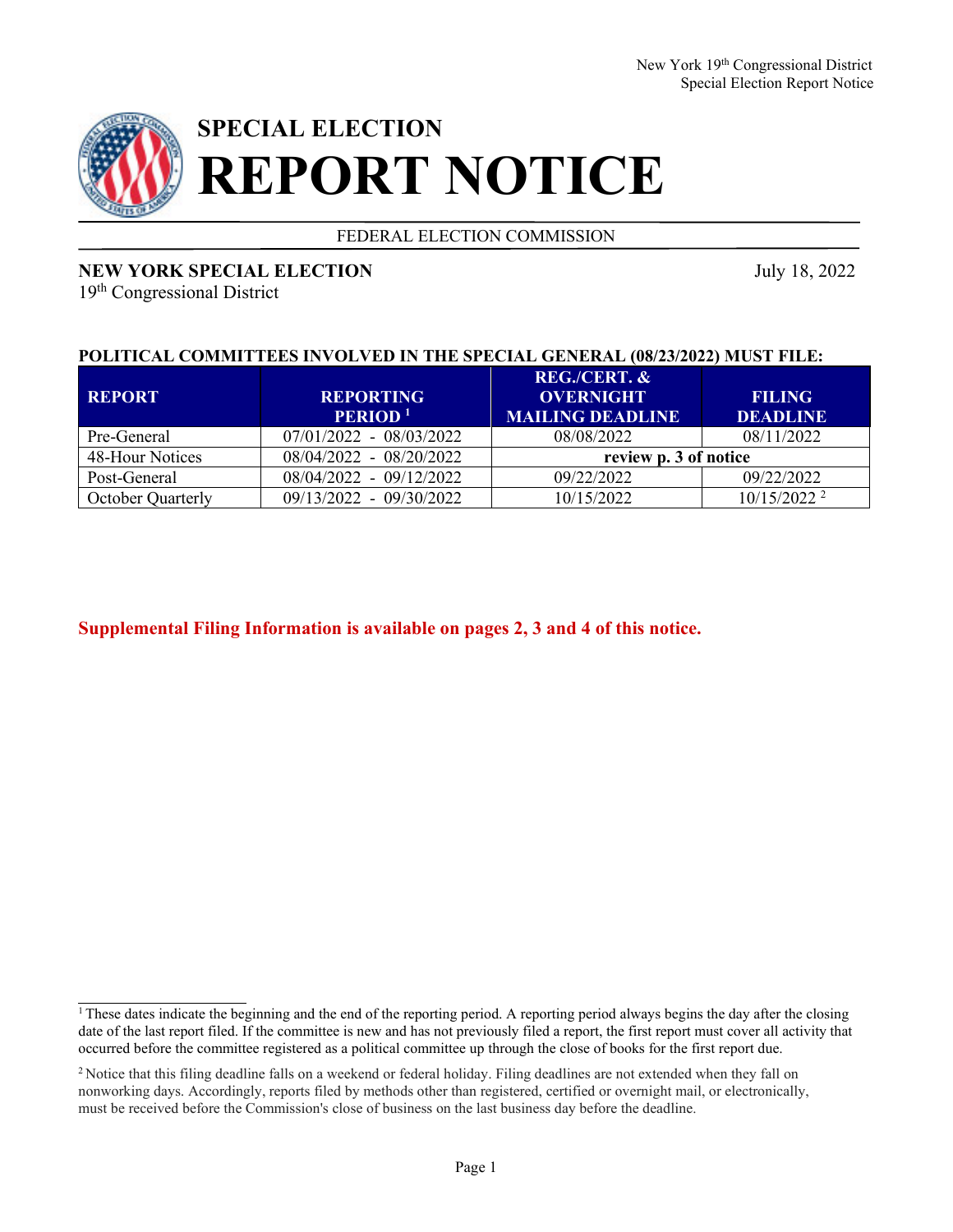# SPECIAL ELECTION REPORT NOTICE

FEDERAL ELECTION COMMISSION

**NEW YORK SPECIAL ELECTION**
19th Congressional District

July 18, 2022

**POLITICAL COMMITTEES INVOLVED IN THE SPECIAL GENERAL (08/23/2022) MUST FILE:**

| REPORT | REPORTING PERIOD [1] | REG./CERT. & OVERNIGHT MAILING DEADLINE | FILING DEADLINE |
|---|---|---|---|
| Pre-General | 07/01/2022 - 08/03/2022 | 08/08/2022 | 08/11/2022 |
| 48-Hour Notices | 08/04/2022 - 08/20/2022 | **review p. 3 of notice** | |
| Post-General | 08/04/2022 - 09/12/2022 | 09/22/2022 | 09/22/2022 |
| October Quarterly | 09/13/2022 - 09/30/2022 | 10/15/2022 | 10/15/2022 [2] |

**Supplemental Filing Information is available on pages 2, 3 and 4 of this notice.**

---

[1] These dates indicate the beginning and the end of the reporting period. A reporting period always begins the day after the closing date of the last report filed. If the committee is new and has not previously filed a report, the first report must cover all activity that occurred before the committee registered as a political committee up through the close of books for the first report due.

[2] Notice that this filing deadline falls on a weekend or federal holiday. Filing deadlines are not extended when they fall on nonworking days. Accordingly, reports filed by methods other than registered, certified or overnight mail, or electronically, must be received before the Commission's close of business on the last business day before the deadline.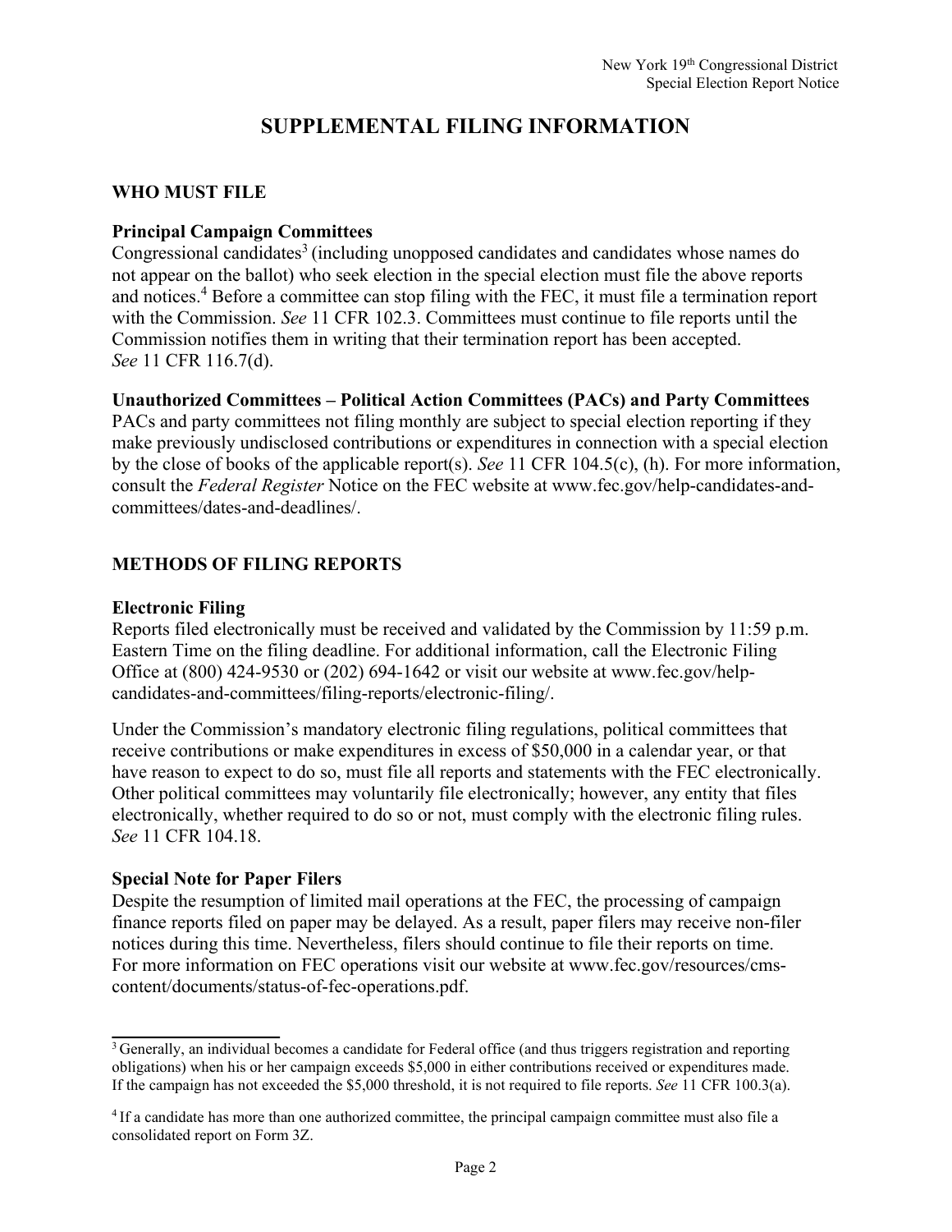# SUPPLEMENTAL FILING INFORMATION

## WHO MUST FILE

### Principal Campaign Committees

Congressional candidates[3] (including unopposed candidates and candidates whose names do not appear on the ballot) who seek election in the special election must file the above reports and notices.[4] Before a committee can stop filing with the FEC, it must file a termination report with the Commission. *See* 11 CFR 102.3. Committees must continue to file reports until the Commission notifies them in writing that their termination report has been accepted. *See* 11 CFR 116.7(d).

### Unauthorized Committees – Political Action Committees (PACs) and Party Committees

PACs and party committees not filing monthly are subject to special election reporting if they make previously undisclosed contributions or expenditures in connection with a special election by the close of books of the applicable report(s). *See* 11 CFR 104.5(c), (h). For more information, consult the *Federal Register* Notice on the FEC website at www.fec.gov/help-candidates-and-committees/dates-and-deadlines/.

## METHODS OF FILING REPORTS

### Electronic Filing

Reports filed electronically must be received and validated by the Commission by 11:59 p.m. Eastern Time on the filing deadline. For additional information, call the Electronic Filing Office at (800) 424-9530 or (202) 694-1642 or visit our website at www.fec.gov/help-candidates-and-committees/filing-reports/electronic-filing/.

Under the Commission's mandatory electronic filing regulations, political committees that receive contributions or make expenditures in excess of $50,000 in a calendar year, or that have reason to expect to do so, must file all reports and statements with the FEC electronically. Other political committees may voluntarily file electronically; however, any entity that files electronically, whether required to do so or not, must comply with the electronic filing rules. *See* 11 CFR 104.18.

### Special Note for Paper Filers

Despite the resumption of limited mail operations at the FEC, the processing of campaign finance reports filed on paper may be delayed. As a result, paper filers may receive non-filer notices during this time. Nevertheless, filers should continue to file their reports on time. For more information on FEC operations visit our website at www.fec.gov/resources/cms-content/documents/status-of-fec-operations.pdf.

---

[3] Generally, an individual becomes a candidate for Federal office (and thus triggers registration and reporting obligations) when his or her campaign exceeds $5,000 in either contributions received or expenditures made. If the campaign has not exceeded the $5,000 threshold, it is not required to file reports. *See* 11 CFR 100.3(a).

[4] If a candidate has more than one authorized committee, the principal campaign committee must also file a consolidated report on Form 3Z.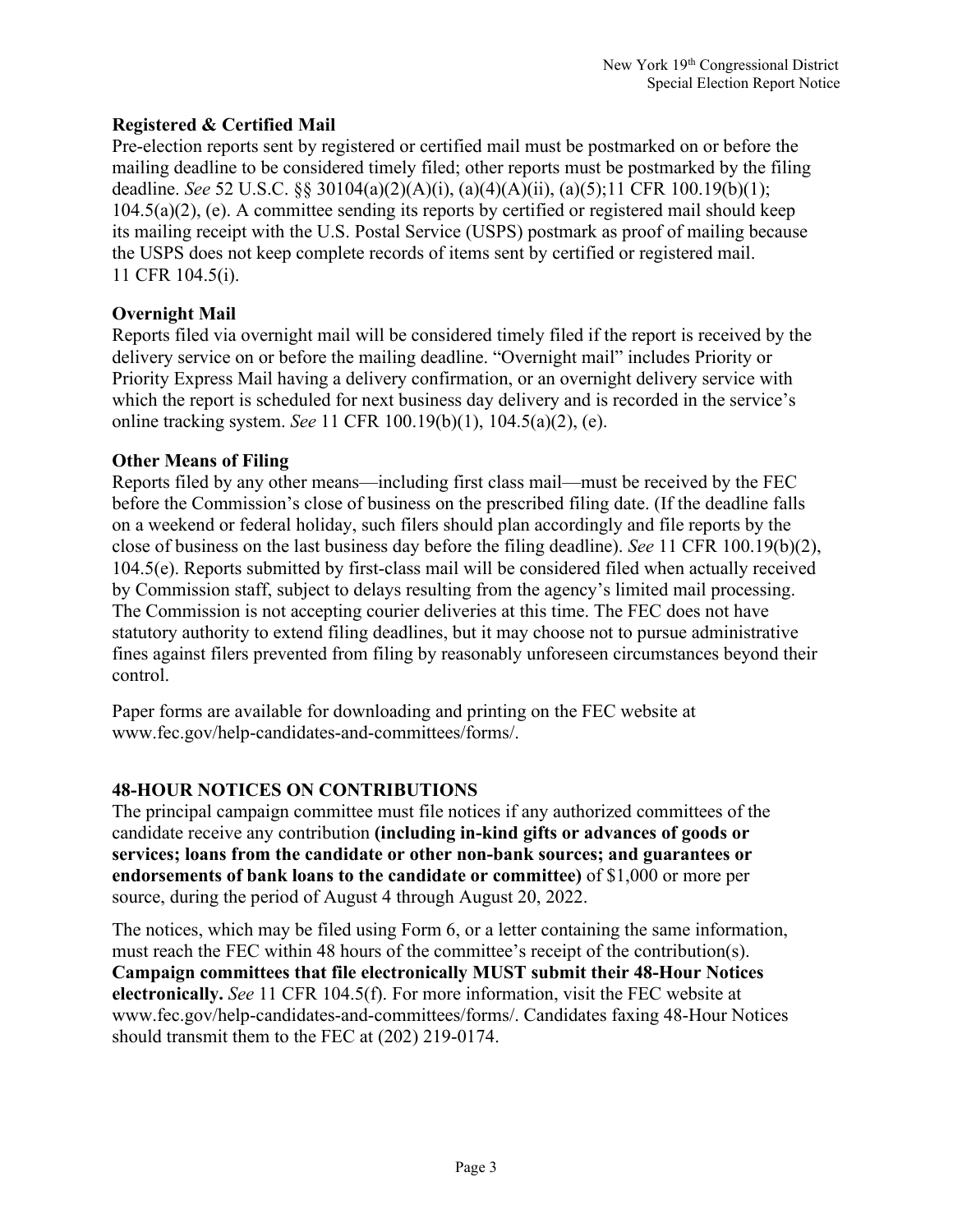### Registered & Certified Mail

Pre-election reports sent by registered or certified mail must be postmarked on or before the mailing deadline to be considered timely filed; other reports must be postmarked by the filing deadline. *See* 52 U.S.C. §§ 30104(a)(2)(A)(i), (a)(4)(A)(ii), (a)(5);11 CFR 100.19(b)(1); 104.5(a)(2), (e). A committee sending its reports by certified or registered mail should keep its mailing receipt with the U.S. Postal Service (USPS) postmark as proof of mailing because the USPS does not keep complete records of items sent by certified or registered mail. 11 CFR 104.5(i).

### Overnight Mail

Reports filed via overnight mail will be considered timely filed if the report is received by the delivery service on or before the mailing deadline. "Overnight mail" includes Priority or Priority Express Mail having a delivery confirmation, or an overnight delivery service with which the report is scheduled for next business day delivery and is recorded in the service's online tracking system. *See* 11 CFR 100.19(b)(1), 104.5(a)(2), (e).

### Other Means of Filing

Reports filed by any other means—including first class mail—must be received by the FEC before the Commission's close of business on the prescribed filing date. (If the deadline falls on a weekend or federal holiday, such filers should plan accordingly and file reports by the close of business on the last business day before the filing deadline). *See* 11 CFR 100.19(b)(2), 104.5(e). Reports submitted by first-class mail will be considered filed when actually received by Commission staff, subject to delays resulting from the agency's limited mail processing. The Commission is not accepting courier deliveries at this time. The FEC does not have statutory authority to extend filing deadlines, but it may choose not to pursue administrative fines against filers prevented from filing by reasonably unforeseen circumstances beyond their control.

Paper forms are available for downloading and printing on the FEC website at www.fec.gov/help-candidates-and-committees/forms/.

## 48-HOUR NOTICES ON CONTRIBUTIONS

The principal campaign committee must file notices if any authorized committees of the candidate receive any contribution **(including in-kind gifts or advances of goods or services; loans from the candidate or other non-bank sources; and guarantees or endorsements of bank loans to the candidate or committee)** of $1,000 or more per source, during the period of August 4 through August 20, 2022.

The notices, which may be filed using Form 6, or a letter containing the same information, must reach the FEC within 48 hours of the committee's receipt of the contribution(s). **Campaign committees that file electronically MUST submit their 48-Hour Notices electronically.** *See* 11 CFR 104.5(f). For more information, visit the FEC website at www.fec.gov/help-candidates-and-committees/forms/. Candidates faxing 48-Hour Notices should transmit them to the FEC at (202) 219-0174.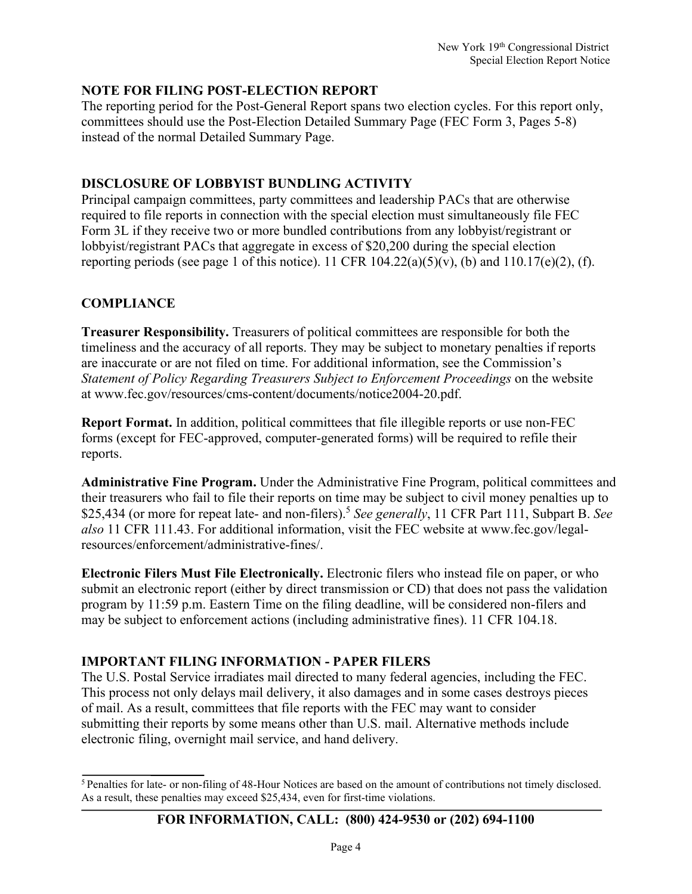## NOTE FOR FILING POST-ELECTION REPORT

The reporting period for the Post-General Report spans two election cycles. For this report only, committees should use the Post-Election Detailed Summary Page (FEC Form 3, Pages 5-8) instead of the normal Detailed Summary Page.

## DISCLOSURE OF LOBBYIST BUNDLING ACTIVITY

Principal campaign committees, party committees and leadership PACs that are otherwise required to file reports in connection with the special election must simultaneously file FEC Form 3L if they receive two or more bundled contributions from any lobbyist/registrant or lobbyist/registrant PACs that aggregate in excess of $20,200 during the special election reporting periods (see page 1 of this notice). 11 CFR 104.22(a)(5)(v), (b) and 110.17(e)(2), (f).

## COMPLIANCE

**Treasurer Responsibility.** Treasurers of political committees are responsible for both the timeliness and the accuracy of all reports. They may be subject to monetary penalties if reports are inaccurate or are not filed on time. For additional information, see the Commission's *Statement of Policy Regarding Treasurers Subject to Enforcement Proceedings* on the website at www.fec.gov/resources/cms-content/documents/notice2004-20.pdf.

**Report Format.** In addition, political committees that file illegible reports or use non-FEC forms (except for FEC-approved, computer-generated forms) will be required to refile their reports.

**Administrative Fine Program.** Under the Administrative Fine Program, political committees and their treasurers who fail to file their reports on time may be subject to civil money penalties up to $25,434 (or more for repeat late- and non-filers).[5] *See generally*, 11 CFR Part 111, Subpart B. *See also* 11 CFR 111.43. For additional information, visit the FEC website at www.fec.gov/legal-resources/enforcement/administrative-fines/.

**Electronic Filers Must File Electronically.** Electronic filers who instead file on paper, or who submit an electronic report (either by direct transmission or CD) that does not pass the validation program by 11:59 p.m. Eastern Time on the filing deadline, will be considered non-filers and may be subject to enforcement actions (including administrative fines). 11 CFR 104.18.

## IMPORTANT FILING INFORMATION - PAPER FILERS

The U.S. Postal Service irradiates mail directed to many federal agencies, including the FEC. This process not only delays mail delivery, it also damages and in some cases destroys pieces of mail. As a result, committees that file reports with the FEC may want to consider submitting their reports by some means other than U.S. mail. Alternative methods include electronic filing, overnight mail service, and hand delivery.

---

[5] Penalties for late- or non-filing of 48-Hour Notices are based on the amount of contributions not timely disclosed. As a result, these penalties may exceed $25,434, even for first-time violations.

**FOR INFORMATION, CALL: (800) 424-9530 or (202) 694-1100**